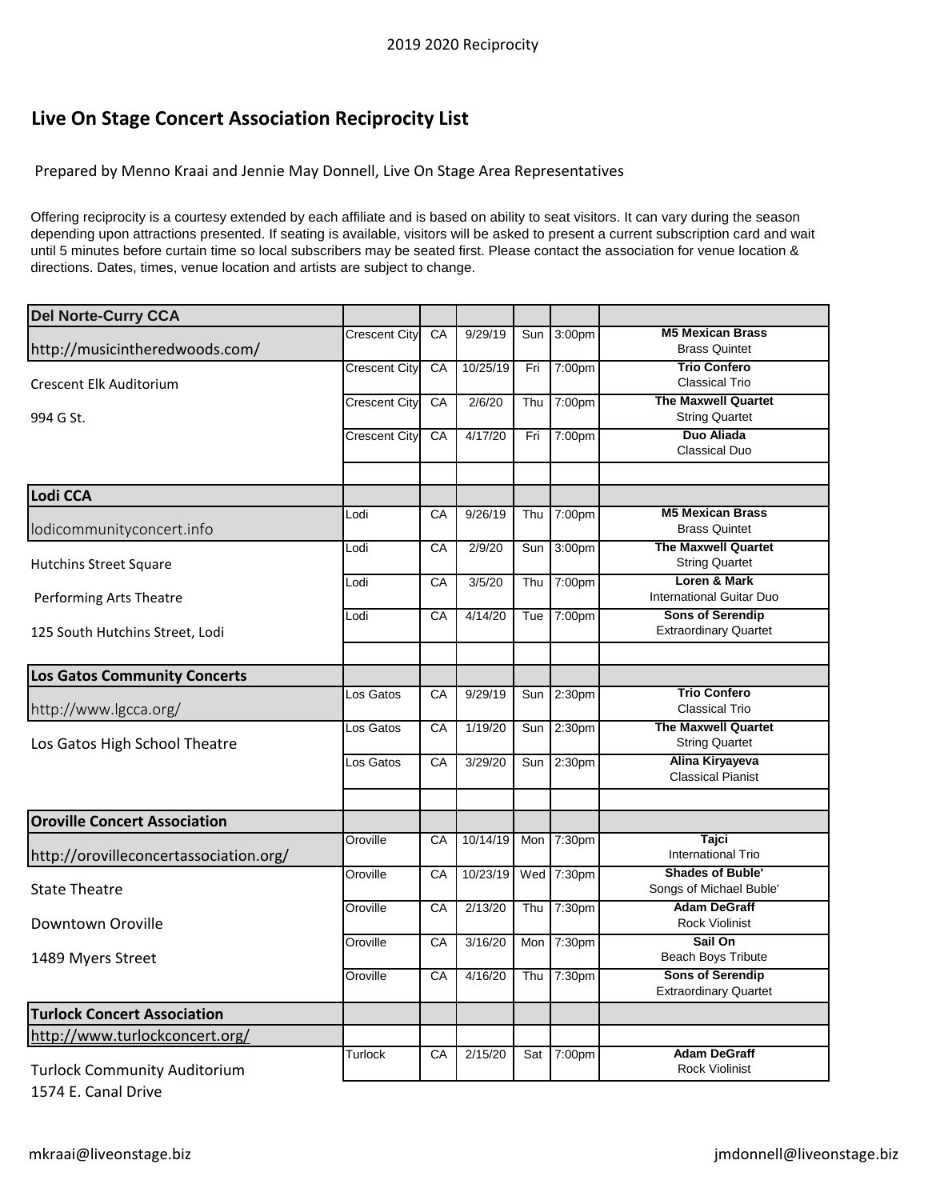## Live On Stage Concert Association Reciprocity List

Prepared by Menno Kraai and Jennie May Donnell, Live On Stage Area Representatives

Offering reciprocity is a courtesy extended by each affiliate and is based on ability to seat visitors. It can vary during the season depending upon attractions presented. If seating is available, visitors will be asked to present a current subscription card and wait until 5 minutes before curtain time so local subscribers may be seated first. Please contact the association for venue location & directions. Dates, times, venue location and artists are subject to change.

| Association | City | State | Date | Day | Time | Artist |
|---|---|---|---|---|---|---|
| **Del Norte-Curry CCA** | | | | | | |
| http://musicintheredwoods.com/ | Crescent City | CA | 9/29/19 | Sun | 3:00pm | **M5 Mexican Brass** Brass Quintet |
| Crescent Elk Auditorium | Crescent City | CA | 10/25/19 | Fri | 7:00pm | **Trio Confero** Classical Trio |
| 994 G St. | Crescent City | CA | 2/6/20 | Thu | 7:00pm | **The Maxwell Quartet** String Quartet |
| | Crescent City | CA | 4/17/20 | Fri | 7:00pm | **Duo Aliada** Classical Duo |
| | | | | | | |
| **Lodi CCA** | | | | | | |
| lodicommunityconcert.info | Lodi | CA | 9/26/19 | Thu | 7:00pm | **M5 Mexican Brass** Brass Quintet |
| Hutchins Street Square | Lodi | CA | 2/9/20 | Sun | 3:00pm | **The Maxwell Quartet** String Quartet |
| Performing Arts Theatre | Lodi | CA | 3/5/20 | Thu | 7:00pm | **Loren & Mark** International Guitar Duo |
| 125 South Hutchins Street, Lodi | Lodi | CA | 4/14/20 | Tue | 7:00pm | **Sons of Serendip** Extraordinary Quartet |
| | | | | | | |
| **Los Gatos Community Concerts** | | | | | | |
| http://www.lgcca.org/ | Los Gatos | CA | 9/29/19 | Sun | 2:30pm | **Trio Confero** Classical Trio |
| Los Gatos High School Theatre | Los Gatos | CA | 1/19/20 | Sun | 2:30pm | **The Maxwell Quartet** String Quartet |
| | Los Gatos | CA | 3/29/20 | Sun | 2:30pm | **Alina Kiryayeva** Classical Pianist |
| | | | | | | |
| **Oroville Concert Association** | | | | | | |
| http://orovilleconcertassociation.org/ | Oroville | CA | 10/14/19 | Mon | 7:30pm | **Tajci** International Trio |
| State Theatre | Oroville | CA | 10/23/19 | Wed | 7:30pm | **Shades of Buble'** Songs of Michael Buble' |
| Downtown Oroville | Oroville | CA | 2/13/20 | Thu | 7:30pm | **Adam DeGraff** Rock Violinist |
| 1489 Myers Street | Oroville | CA | 3/16/20 | Mon | 7:30pm | **Sail On** Beach Boys Tribute |
| | Oroville | CA | 4/16/20 | Thu | 7:30pm | **Sons of Serendip** Extraordinary Quartet |
| **Turlock Concert Association** | | | | | | |
| http://www.turlockconcert.org/ | | | | | | |
| Turlock Community Auditorium, 1574 E. Canal Drive | Turlock | CA | 2/15/20 | Sat | 7:00pm | **Adam DeGraff** Rock Violinist |

mkraai@liveonstage.biz

jmdonnell@liveonstage.biz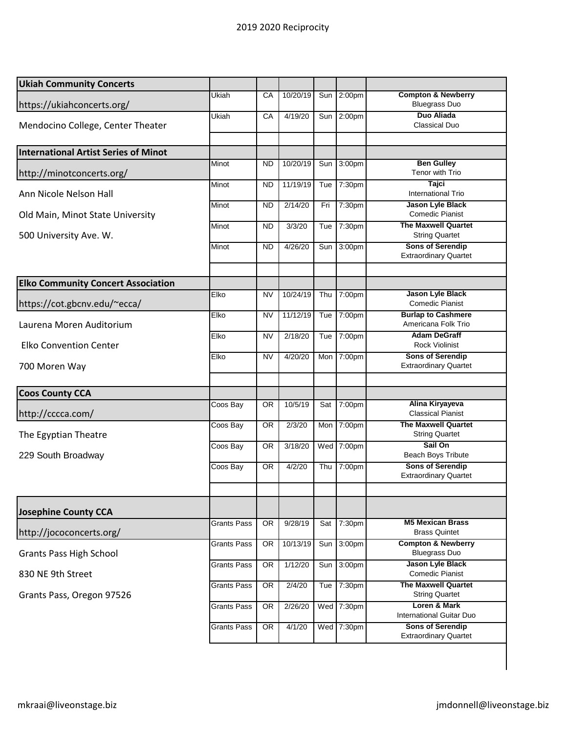# 2019 2020 Reciprocity

| Ukiah Community Concerts | | | | | | |
|---|---|---|---|---|---|---|
| https://ukiahconcerts.org/ | Ukiah | CA | 10/20/19 | Sun | 2:00pm | **Compton & Newberry** Bluegrass Duo |
| Mendocino College, Center Theater | Ukiah | CA | 4/19/20 | Sun | 2:00pm | **Duo Aliada** Classical Duo |

| International Artist Series of Minot | | | | | | |
|---|---|---|---|---|---|---|
| http://minotconcerts.org/ | Minot | ND | 10/20/19 | Sun | 3:00pm | **Ben Gulley** Tenor with Trio |
| Ann Nicole Nelson Hall | Minot | ND | 11/19/19 | Tue | 7:30pm | **Tajci** International Trio |
| Old Main, Minot State University | Minot | ND | 2/14/20 | Fri | 7:30pm | **Jason Lyle Black** Comedic Pianist |
| 500 University Ave. W. | Minot | ND | 3/3/20 | Tue | 7:30pm | **The Maxwell Quartet** String Quartet |
| | Minot | ND | 4/26/20 | Sun | 3:00pm | **Sons of Serendip** Extraordinary Quartet |

| Elko Community Concert Association | | | | | | |
|---|---|---|---|---|---|---|
| https://cot.gbcnv.edu/~ecca/ | Elko | NV | 10/24/19 | Thu | 7:00pm | **Jason Lyle Black** Comedic Pianist |
| Laurena Moren Auditorium | Elko | NV | 11/12/19 | Tue | 7:00pm | **Burlap to Cashmere** Americana Folk Trio |
| Elko Convention Center | Elko | NV | 2/18/20 | Tue | 7:00pm | **Adam DeGraff** Rock Violinist |
| 700 Moren Way | Elko | NV | 4/20/20 | Mon | 7:00pm | **Sons of Serendip** Extraordinary Quartet |

| Coos County CCA | | | | | | |
|---|---|---|---|---|---|---|
| http://cccca.com/ | Coos Bay | OR | 10/5/19 | Sat | 7:00pm | **Alina Kiryayeva** Classical Pianist |
| The Egyptian Theatre | Coos Bay | OR | 2/3/20 | Mon | 7:00pm | **The Maxwell Quartet** String Quartet |
| 229 South Broadway | Coos Bay | OR | 3/18/20 | Wed | 7:00pm | **Sail On** Beach Boys Tribute |
| | Coos Bay | OR | 4/2/20 | Thu | 7:00pm | **Sons of Serendip** Extraordinary Quartet |

| Josephine County CCA | | | | | | |
|---|---|---|---|---|---|---|
| http://jococoncerts.org/ | Grants Pass | OR | 9/28/19 | Sat | 7:30pm | **M5 Mexican Brass** Brass Quintet |
| Grants Pass High School | Grants Pass | OR | 10/13/19 | Sun | 3:00pm | **Compton & Newberry** Bluegrass Duo |
| 830 NE 9th Street | Grants Pass | OR | 1/12/20 | Sun | 3:00pm | **Jason Lyle Black** Comedic Pianist |
| Grants Pass, Oregon 97526 | Grants Pass | OR | 2/4/20 | Tue | 7:30pm | **The Maxwell Quartet** String Quartet |
| | Grants Pass | OR | 2/26/20 | Wed | 7:30pm | **Loren & Mark** International Guitar Duo |
| | Grants Pass | OR | 4/1/20 | Wed | 7:30pm | **Sons of Serendip** Extraordinary Quartet |

mkraai@liveonstage.biz jmdonnell@liveonstage.biz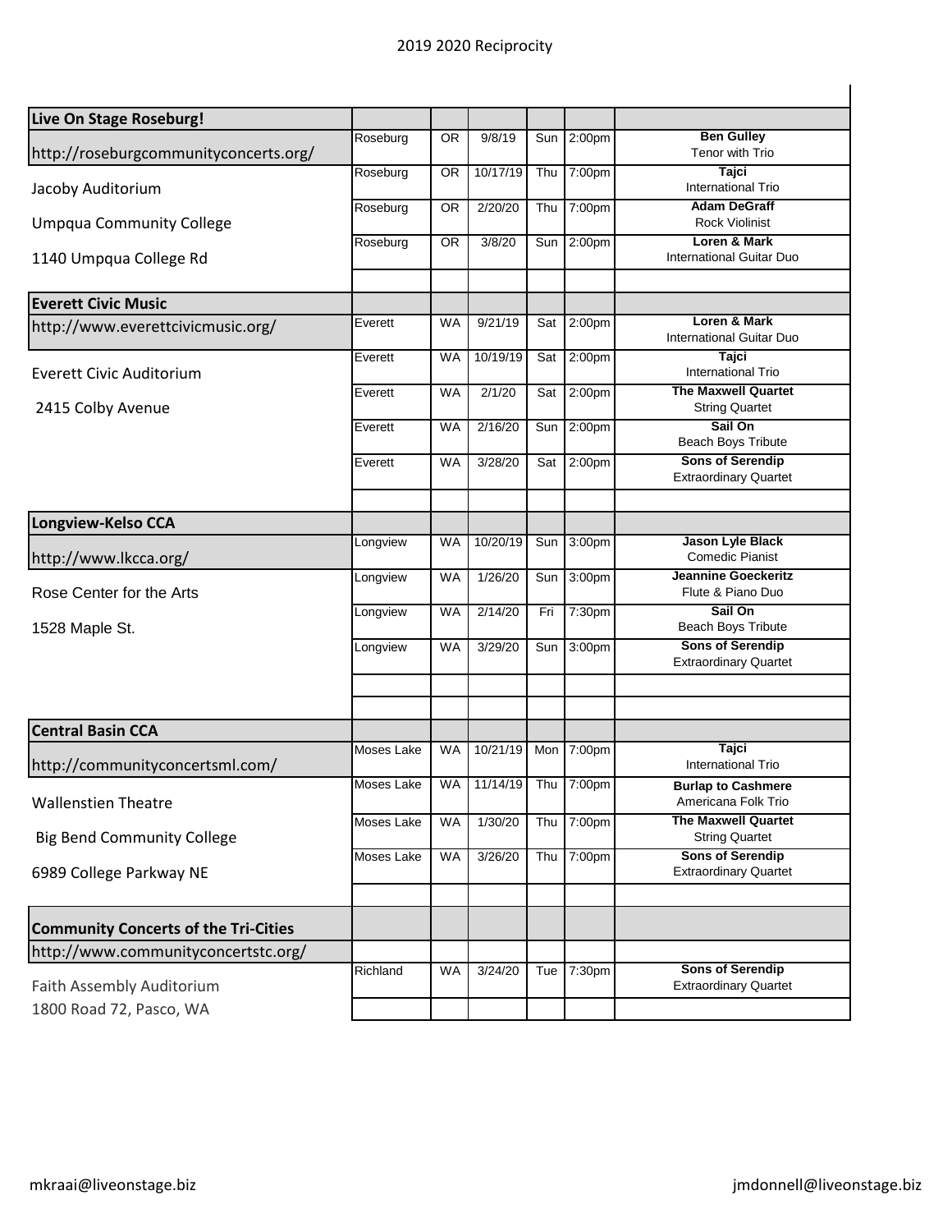# 2019 2020 Reciprocity

| Live On Stage Roseburg! | | | | | | |
|---|---|---|---|---|---|---|
| http://roseburgcommunityconcerts.org/ | Roseburg | OR | 9/8/19 | Sun | 2:00pm | **Ben Gulley** Tenor with Trio |
| Jacoby Auditorium | Roseburg | OR | 10/17/19 | Thu | 7:00pm | **Tajci** International Trio |
| Umpqua Community College | Roseburg | OR | 2/20/20 | Thu | 7:00pm | **Adam DeGraff** Rock Violinist |
| 1140 Umpqua College Rd | Roseburg | OR | 3/8/20 | Sun | 2:00pm | **Loren & Mark** International Guitar Duo |
| | | | | | | |
| **Everett Civic Music** | | | | | | |
| http://www.everettcivicmusic.org/ | Everett | WA | 9/21/19 | Sat | 2:00pm | **Loren & Mark** International Guitar Duo |
| Everett Civic Auditorium | Everett | WA | 10/19/19 | Sat | 2:00pm | **Tajci** International Trio |
| 2415 Colby Avenue | Everett | WA | 2/1/20 | Sat | 2:00pm | **The Maxwell Quartet** String Quartet |
| | Everett | WA | 2/16/20 | Sun | 2:00pm | **Sail On** Beach Boys Tribute |
| | Everett | WA | 3/28/20 | Sat | 2:00pm | **Sons of Serendip** Extraordinary Quartet |
| | | | | | | |
| **Longview-Kelso CCA** | | | | | | |
| http://www.lkcca.org/ | Longview | WA | 10/20/19 | Sun | 3:00pm | **Jason Lyle Black** Comedic Pianist |
| Rose Center for the Arts | Longview | WA | 1/26/20 | Sun | 3:00pm | **Jeannine Goeckeritz** Flute & Piano Duo |
| 1528 Maple St. | Longview | WA | 2/14/20 | Fri | 7:30pm | **Sail On** Beach Boys Tribute |
| | Longview | WA | 3/29/20 | Sun | 3:00pm | **Sons of Serendip** Extraordinary Quartet |
| | | | | | | |
| | | | | | | |
| **Central Basin CCA** | | | | | | |
| http://communityconcertsml.com/ | Moses Lake | WA | 10/21/19 | Mon | 7:00pm | **Tajci** International Trio |
| Wallenstien Theatre | Moses Lake | WA | 11/14/19 | Thu | 7:00pm | **Burlap to Cashmere** Americana Folk Trio |
| Big Bend Community College | Moses Lake | WA | 1/30/20 | Thu | 7:00pm | **The Maxwell Quartet** String Quartet |
| 6989 College Parkway NE | Moses Lake | WA | 3/26/20 | Thu | 7:00pm | **Sons of Serendip** Extraordinary Quartet |
| | | | | | | |
| **Community Concerts of the Tri-Cities** | | | | | | |
| http://www.communityconcertstc.org/ | | | | | | |
| Faith Assembly Auditorium<br>1800 Road 72, Pasco, WA | Richland | WA | 3/24/20 | Tue | 7:30pm | **Sons of Serendip** Extraordinary Quartet |
| | | | | | | |

mkraai@liveonstage.biz

jmdonnell@liveonstage.biz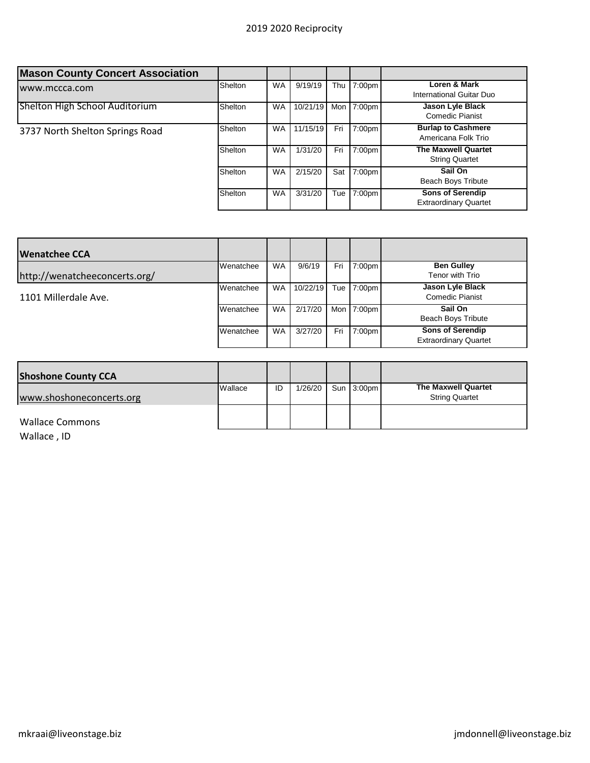2019 2020 Reciprocity

| Mason County Concert Association | | | | | | |
|---|---|---|---|---|---|---|
| www.mccca.com | Shelton | WA | 9/19/19 | Thu | 7:00pm | **Loren & Mark** International Guitar Duo |
| Shelton High School Auditorium | Shelton | WA | 10/21/19 | Mon | 7:00pm | **Jason Lyle Black** Comedic Pianist |
| 3737 North Shelton Springs Road | Shelton | WA | 11/15/19 | Fri | 7:00pm | **Burlap to Cashmere** Americana Folk Trio |
| | Shelton | WA | 1/31/20 | Fri | 7:00pm | **The Maxwell Quartet** String Quartet |
| | Shelton | WA | 2/15/20 | Sat | 7:00pm | **Sail On** Beach Boys Tribute |
| | Shelton | WA | 3/31/20 | Tue | 7:00pm | **Sons of Serendip** Extraordinary Quartet |

| Wenatchee CCA | | | | | | |
|---|---|---|---|---|---|---|
| http://wenatcheeconcerts.org/ | Wenatchee | WA | 9/6/19 | Fri | 7:00pm | **Ben Gulley** Tenor with Trio |
| 1101 Millerdale Ave. | Wenatchee | WA | 10/22/19 | Tue | 7:00pm | **Jason Lyle Black** Comedic Pianist |
| | Wenatchee | WA | 2/17/20 | Mon | 7:00pm | **Sail On** Beach Boys Tribute |
| | Wenatchee | WA | 3/27/20 | Fri | 7:00pm | **Sons of Serendip** Extraordinary Quartet |

| Shoshone County CCA | | | | | | |
|---|---|---|---|---|---|---|
| www.shoshoneconcerts.org | Wallace | ID | 1/26/20 | Sun | 3:00pm | **The Maxwell Quartet** String Quartet |
| Wallace Commons | | | | | | |
| Wallace , ID | | | | | | |

mkraai@liveonstage.biz

jmdonnell@liveonstage.biz